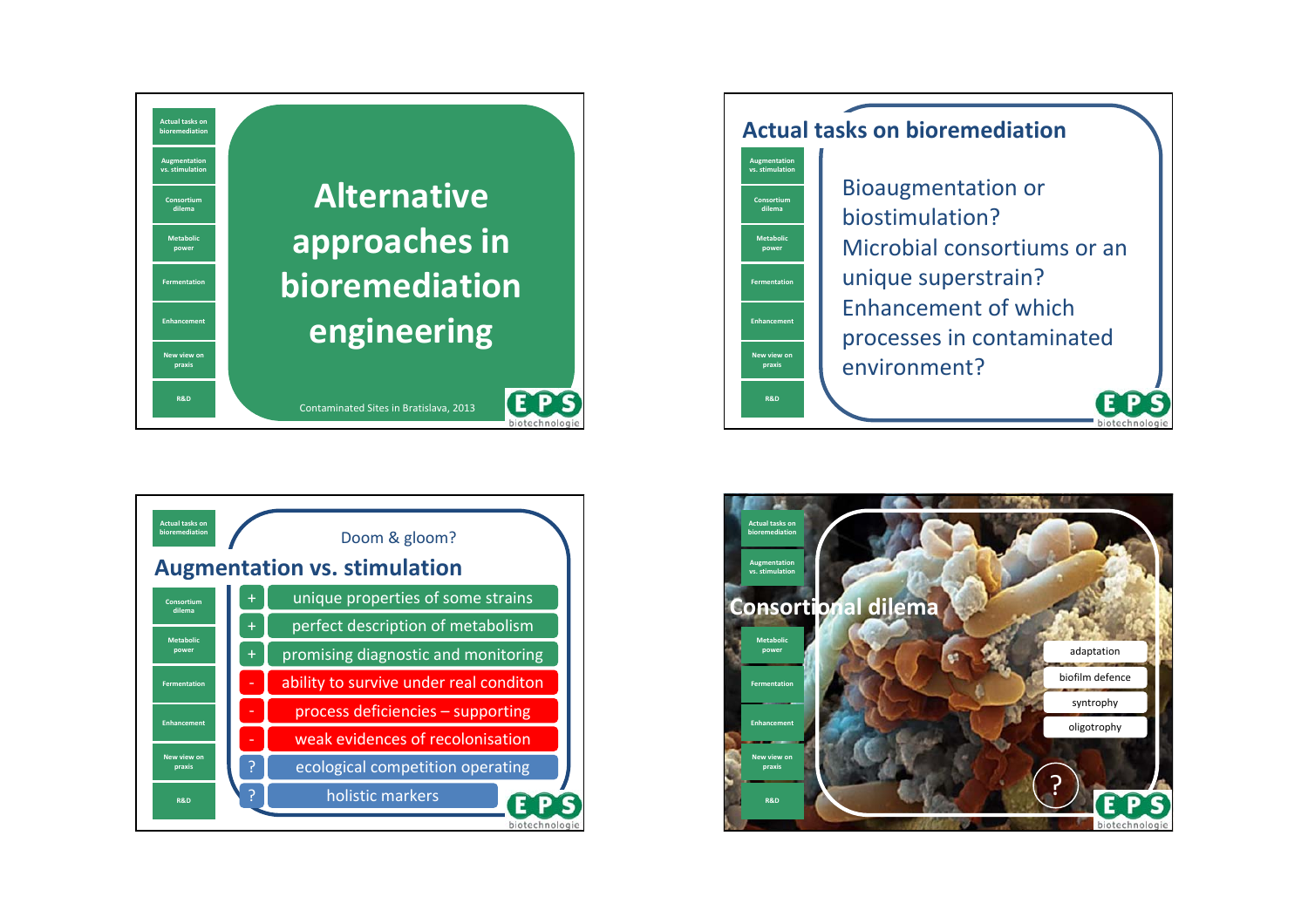# Alternative approaches in bioremediation engineering

Contaminated Sites in Bratislava, 2013

- Actual tasks on bioremediation
- Augmentation vs. stimulation
- Consortium dilema
- Metabolic power
- Fermentation
- Enhancement
- New view on praxis
- R&D

EPS biotechnologie

## Actual tasks on bioremediation

Bioaugmentation or biostimulation?
Microbial consortiums or an unique superstrain?
Enhancement of which processes in contaminated environment?

EPS biotechnologie

Doom & gloom?

## Augmentation vs. stimulation

- \+ unique properties of some strains
- \+ perfect description of metabolism
- \+ promising diagnostic and monitoring
- \- ability to survive under real conditon
- \- process deficiencies – supporting
- \- weak evidences of recolonisation
- ? ecological competition operating
- ? holistic markers

EPS biotechnologie

## Consortional dilema

- adaptation
- biofilm defence
- syntrophy
- oligotrophy

?

EPS biotechnologie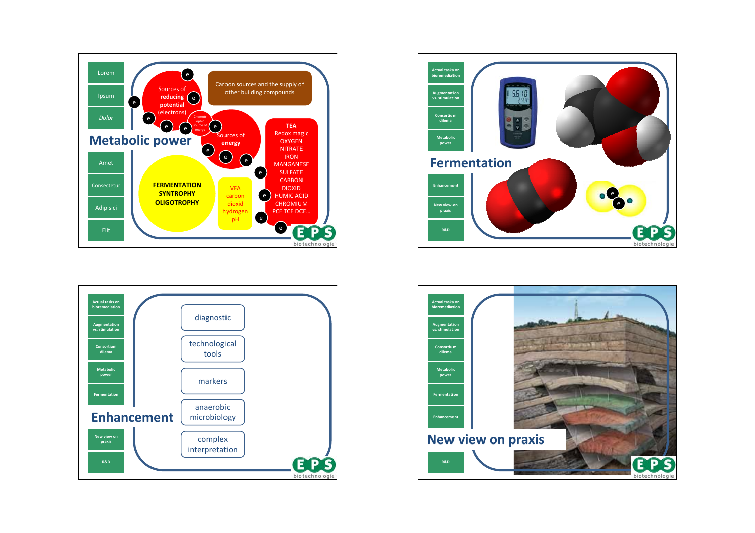## Metabolic power

- Lorem
- Ipsum
- *Dolor*
- Amet
- Consectetur
- Adipisici
- Elit

Sources of **reducing potential** (electrons)

Chemotrophic source of energy

Sources of **energy**

Carbon sources and the supply of other building compounds

**TEA**
Redox magic
OXYGEN
NITRATE
IRON
MANGANESE
SULFATE
CARBON DIOXID
HUMIC ACID
CHROMIUM
PCE TCE DCE…

**FERMENTATION**
**SYNTROPHY**
**OLIGOTROPHY**

VFA
carbon dioxid
hydrogen
pH

e e e e e e e e e e e e e

EPS biotechnologie

## Fermentation

- Actual tasks on bioremediation
- Augmentation vs. stimulation
- Consortium dilema
- Metabolic power
- Enhancement
- New view on praxis
- R&D

e e

EPS biotechnologie

## Enhancement

- Actual tasks on bioremediation
- Augmentation vs. stimulation
- Consortium dilema
- Metabolic power
- Fermentation
- New view on praxis
- R&D

diagnostic

technological tools

markers

anaerobic microbiology

complex interpretation

EPS biotechnologie

## New view on praxis

- Actual tasks on bioremediation
- Augmentation vs. stimulation
- Consortium dilema
- Metabolic power
- Fermentation
- Enhancement
- R&D

EPS biotechnologie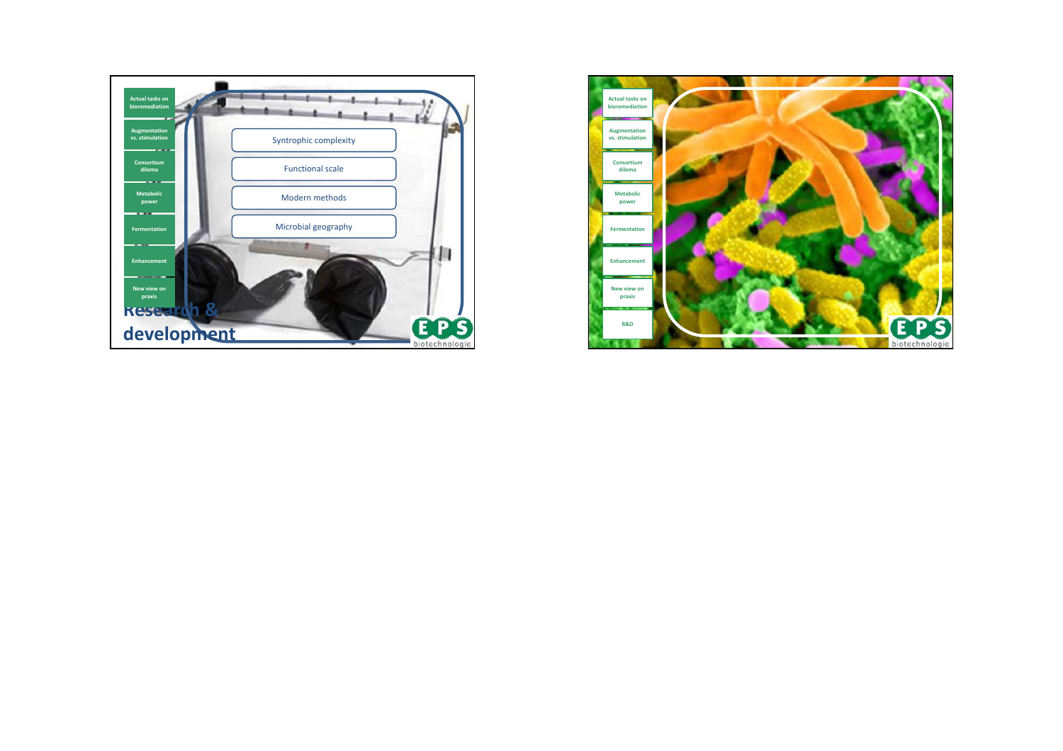Actual tasks on bioremediation

Augmentation vs. stimulation

Consortium dilema

Metabolic power

Fermentation

Enhancement

New view on praxis

# Research & development

- Syntrophic complexity
- Functional scale
- Modern methods
- Microbial geography

EPS biotechnologie

Actual tasks on bioremediation

Augmentation vs. stimulation

Consortium dilema

Metabolic power

Fermentation

Enhancement

New view on praxis

R&D

EPS biotechnologie